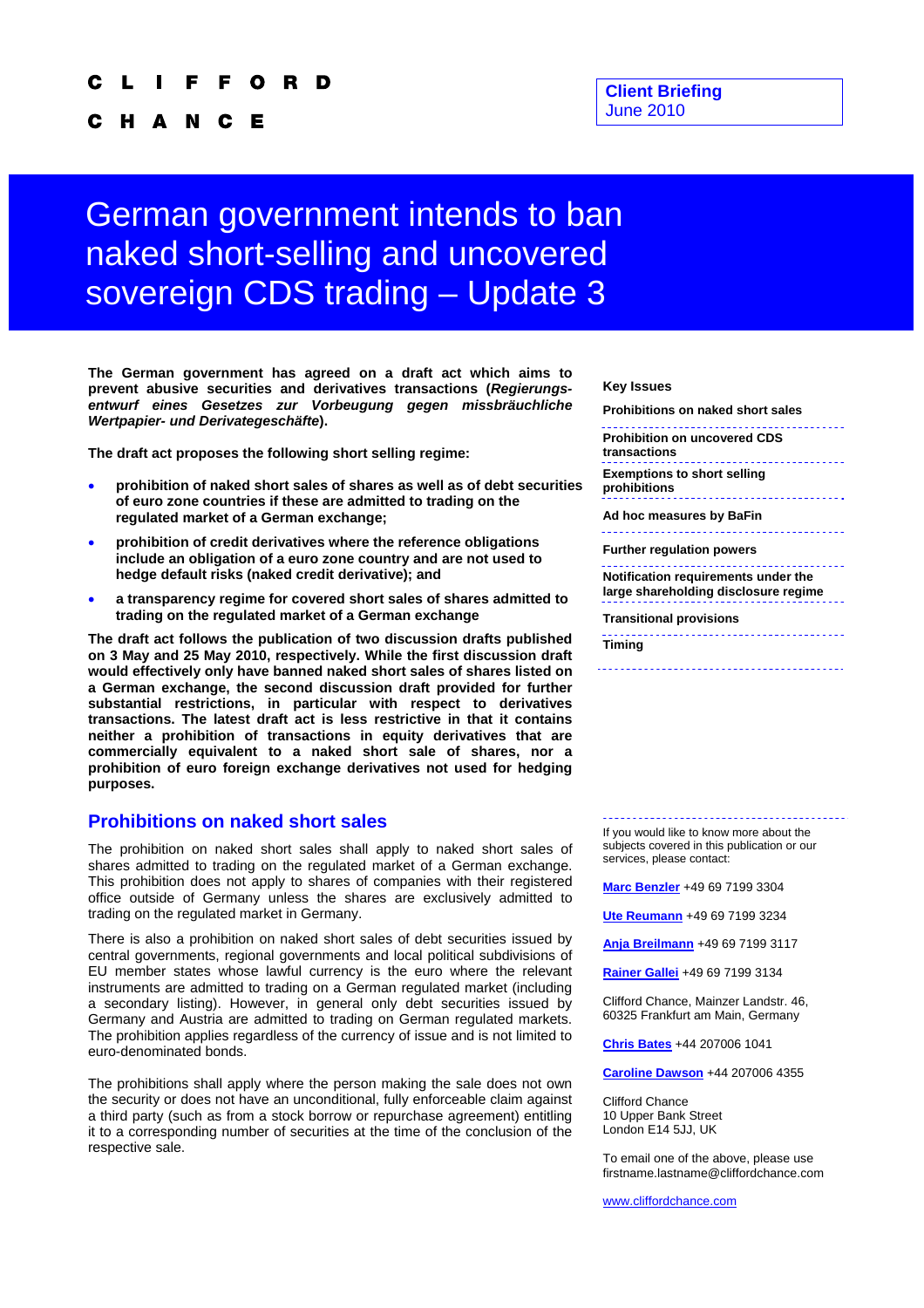CLIFFORD CHANCE

**Client Briefing**
June 2010

# German government intends to ban naked short-selling and uncovered sovereign CDS trading – Update 3

**The German government has agreed on a draft act which aims to prevent abusive securities and derivatives transactions (*Regierungsentwurf eines Gesetzes zur Vorbeugung gegen missbräuchliche Wertpapier- und Derivategeschäfte*).**

**The draft act proposes the following short selling regime:**

- **prohibition of naked short sales of shares as well as of debt securities of euro zone countries if these are admitted to trading on the regulated market of a German exchange;**
- **prohibition of credit derivatives where the reference obligations include an obligation of a euro zone country and are not used to hedge default risks (naked credit derivative); and**
- **a transparency regime for covered short sales of shares admitted to trading on the regulated market of a German exchange**

**The draft act follows the publication of two discussion drafts published on 3 May and 25 May 2010, respectively. While the first discussion draft would effectively only have banned naked short sales of shares listed on a German exchange, the second discussion draft provided for further substantial restrictions, in particular with respect to derivatives transactions. The latest draft act is less restrictive in that it contains neither a prohibition of transactions in equity derivatives that are commercially equivalent to a naked short sale of shares, nor a prohibition of euro foreign exchange derivatives not used for hedging purposes.**

**Key Issues**

- Prohibitions on naked short sales
- Prohibition on uncovered CDS transactions
- Exemptions to short selling prohibitions
- Ad hoc measures by BaFin
- Further regulation powers
- Notification requirements under the large shareholding disclosure regime
- Transitional provisions
- Timing

## Prohibitions on naked short sales

The prohibition on naked short sales shall apply to naked short sales of shares admitted to trading on the regulated market of a German exchange. This prohibition does not apply to shares of companies with their registered office outside of Germany unless the shares are exclusively admitted to trading on the regulated market in Germany.

There is also a prohibition on naked short sales of debt securities issued by central governments, regional governments and local political subdivisions of EU member states whose lawful currency is the euro where the relevant instruments are admitted to trading on a German regulated market (including a secondary listing). However, in general only debt securities issued by Germany and Austria are admitted to trading on German regulated markets. The prohibition applies regardless of the currency of issue and is not limited to euro-denominated bonds.

The prohibitions shall apply where the person making the sale does not own the security or does not have an unconditional, fully enforceable claim against a third party (such as from a stock borrow or repurchase agreement) entitling it to a corresponding number of securities at the time of the conclusion of the respective sale.

If you would like to know more about the subjects covered in this publication or our services, please contact:

Marc Benzler +49 69 7199 3304

Ute Reumann +49 69 7199 3234

Anja Breilmann +49 69 7199 3117

Rainer Gallei +49 69 7199 3134

Clifford Chance, Mainzer Landstr. 46, 60325 Frankfurt am Main, Germany

Chris Bates +44 207006 1041

Caroline Dawson +44 207006 4355

Clifford Chance
10 Upper Bank Street
London E14 5JJ, UK

To email one of the above, please use firstname.lastname@cliffordchance.com

www.cliffordchance.com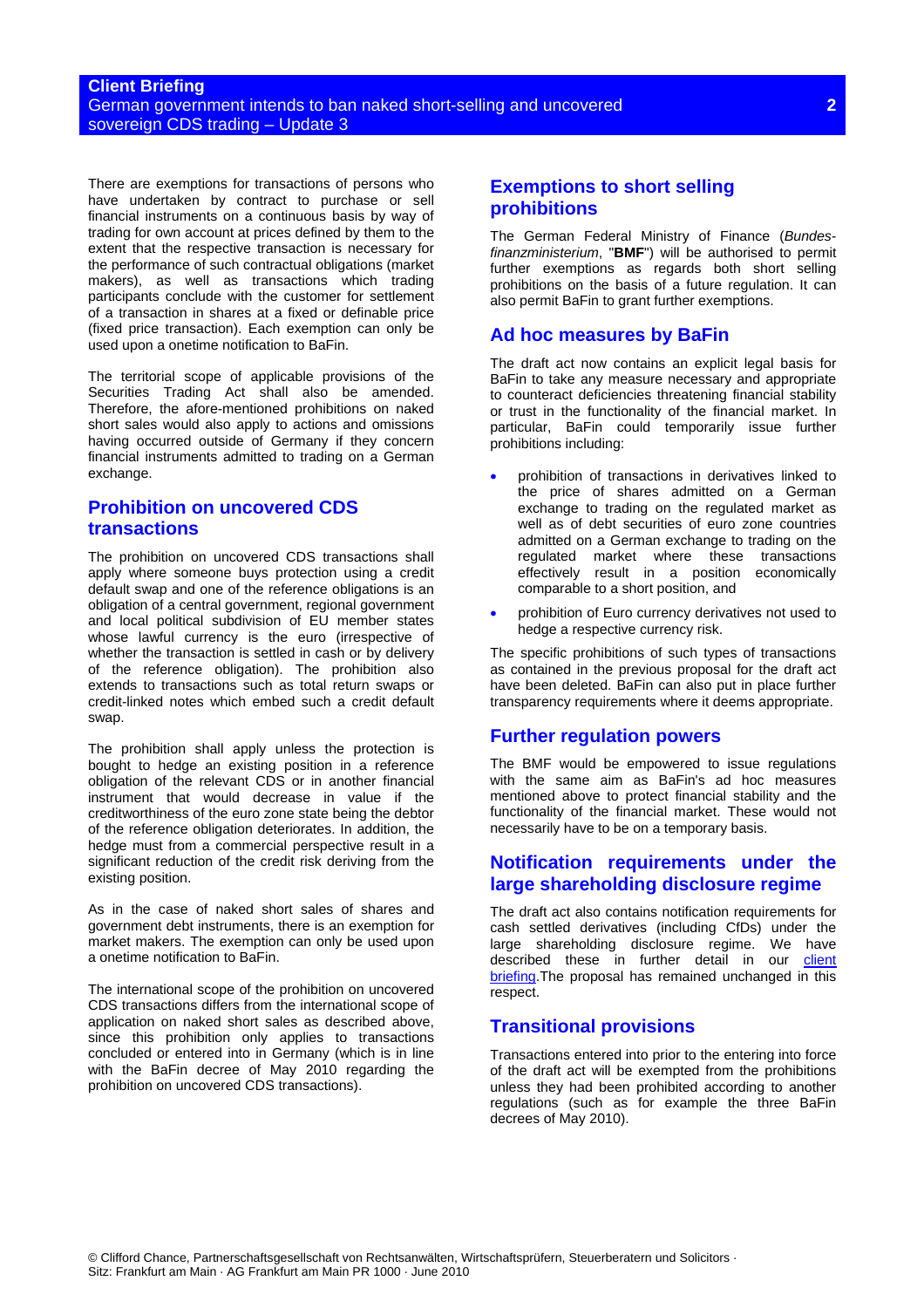There are exemptions for transactions of persons who have undertaken by contract to purchase or sell financial instruments on a continuous basis by way of trading for own account at prices defined by them to the extent that the respective transaction is necessary for the performance of such contractual obligations (market makers), as well as transactions which trading participants conclude with the customer for settlement of a transaction in shares at a fixed or definable price (fixed price transaction). Each exemption can only be used upon a onetime notification to BaFin.

The territorial scope of applicable provisions of the Securities Trading Act shall also be amended. Therefore, the afore-mentioned prohibitions on naked short sales would also apply to actions and omissions having occurred outside of Germany if they concern financial instruments admitted to trading on a German exchange.

## Prohibition on uncovered CDS transactions

The prohibition on uncovered CDS transactions shall apply where someone buys protection using a credit default swap and one of the reference obligations is an obligation of a central government, regional government and local political subdivision of EU member states whose lawful currency is the euro (irrespective of whether the transaction is settled in cash or by delivery of the reference obligation). The prohibition also extends to transactions such as total return swaps or credit-linked notes which embed such a credit default swap.

The prohibition shall apply unless the protection is bought to hedge an existing position in a reference obligation of the relevant CDS or in another financial instrument that would decrease in value if the creditworthiness of the euro zone state being the debtor of the reference obligation deteriorates. In addition, the hedge must from a commercial perspective result in a significant reduction of the credit risk deriving from the existing position.

As in the case of naked short sales of shares and government debt instruments, there is an exemption for market makers. The exemption can only be used upon a onetime notification to BaFin.

The international scope of the prohibition on uncovered CDS transactions differs from the international scope of application on naked short sales as described above, since this prohibition only applies to transactions concluded or entered into in Germany (which is in line with the BaFin decree of May 2010 regarding the prohibition on uncovered CDS transactions).

## Exemptions to short selling prohibitions

The German Federal Ministry of Finance (*Bundesfinanzministerium*, "**BMF**") will be authorised to permit further exemptions as regards both short selling prohibitions on the basis of a future regulation. It can also permit BaFin to grant further exemptions.

## Ad hoc measures by BaFin

The draft act now contains an explicit legal basis for BaFin to take any measure necessary and appropriate to counteract deficiencies threatening financial stability or trust in the functionality of the financial market. In particular, BaFin could temporarily issue further prohibitions including:

- prohibition of transactions in derivatives linked to the price of shares admitted on a German exchange to trading on the regulated market as well as of debt securities of euro zone countries admitted on a German exchange to trading on the regulated market where these transactions effectively result in a position economically comparable to a short position, and
- prohibition of Euro currency derivatives not used to hedge a respective currency risk.

The specific prohibitions of such types of transactions as contained in the previous proposal for the draft act have been deleted. BaFin can also put in place further transparency requirements where it deems appropriate.

## Further regulation powers

The BMF would be empowered to issue regulations with the same aim as BaFin's ad hoc measures mentioned above to protect financial stability and the functionality of the financial market. These would not necessarily have to be on a temporary basis.

## Notification requirements under the large shareholding disclosure regime

The draft act also contains notification requirements for cash settled derivatives (including CFDs) under the large shareholding disclosure regime. We have described these in further detail in our client briefing.The proposal has remained unchanged in this respect.

## Transitional provisions

Transactions entered into prior to the entering into force of the draft act will be exempted from the prohibitions unless they had been prohibited according to another regulations (such as for example the three BaFin decrees of May 2010).

© Clifford Chance, Partnerschaftsgesellschaft von Rechtsanwälten, Wirtschaftsprüfern, Steuerberatern und Solicitors · Sitz: Frankfurt am Main · AG Frankfurt am Main PR 1000 · June 2010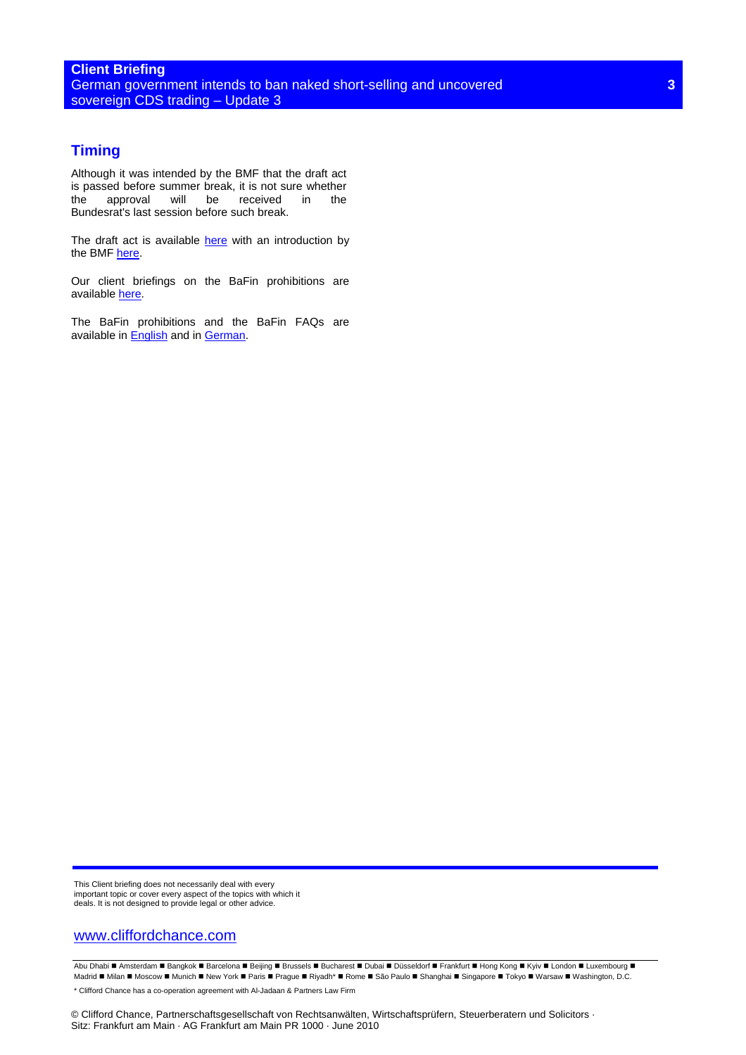## Timing

Although it was intended by the BMF that the draft act is passed before summer break, it is not sure whether the approval will be received in the Bundesrat's last session before such break.

The draft act is available here with an introduction by the BMF here.

Our client briefings on the BaFin prohibitions are available here.

The BaFin prohibitions and the BaFin FAQs are available in English and in German.

This Client briefing does not necessarily deal with every important topic or cover every aspect of the topics with which it deals. It is not designed to provide legal or other advice.

www.cliffordchance.com

Abu Dhabi ■ Amsterdam ■ Bangkok ■ Barcelona ■ Beijing ■ Brussels ■ Bucharest ■ Dubai ■ Düsseldorf ■ Frankfurt ■ Hong Kong ■ Kyiv ■ London ■ Luxembourg ■ Madrid ■ Milan ■ Moscow ■ Munich ■ New York ■ Paris ■ Prague ■ Riyadh* ■ Rome ■ São Paulo ■ Shanghai ■ Singapore ■ Tokyo ■ Warsaw ■ Washington, D.C.

* Clifford Chance has a co-operation agreement with Al-Jadaan & Partners Law Firm

© Clifford Chance, Partnerschaftsgesellschaft von Rechtsanwälten, Wirtschaftsprüfern, Steuerberatern und Solicitors · Sitz: Frankfurt am Main · AG Frankfurt am Main PR 1000 · June 2010